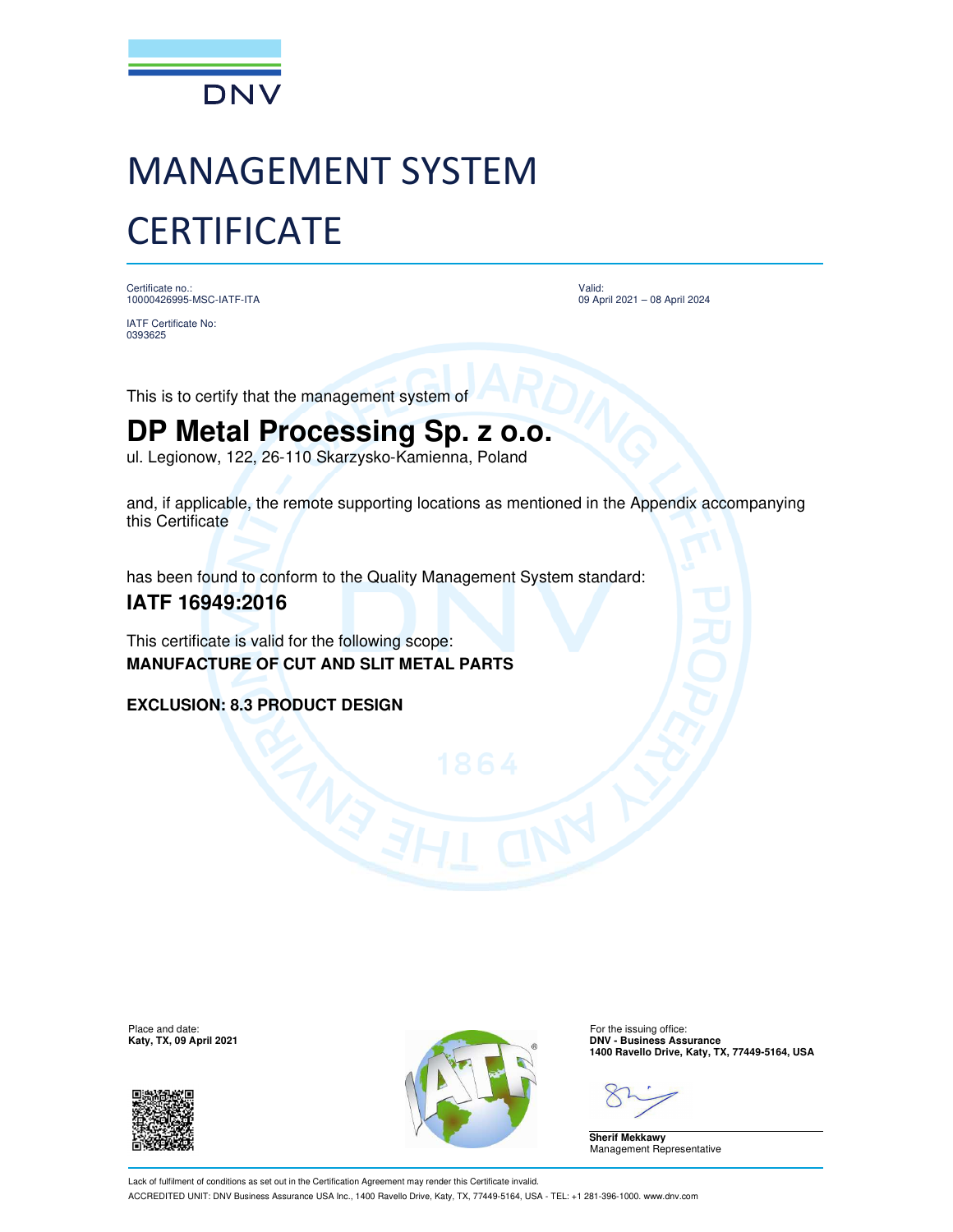DNV

# MANAGEMENT SYSTEM CERTIFICATE

Certificate no.:
10000426995-MSC-IATF-ITA

Valid:
09 April 2021 – 08 April 2024

IATF Certificate No:
0393625

This is to certify that the management system of

## DP Metal Processing Sp. z o.o.

ul. Legionow, 122, 26-110 Skarzysko-Kamienna, Poland

and, if applicable, the remote supporting locations as mentioned in the Appendix accompanying this Certificate

has been found to conform to the Quality Management System standard:

**IATF 16949:2016**

This certificate is valid for the following scope:
**MANUFACTURE OF CUT AND SLIT METAL PARTS**

**EXCLUSION: 8.3 PRODUCT DESIGN**

Place and date:
**Katy, TX, 09 April 2021**

For the issuing office:
**DNV - Business Assurance**
**1400 Ravello Drive, Katy, TX, 77449-5164, USA**

**Sherif Mekkawy**
Management Representative

Lack of fulfilment of conditions as set out in the Certification Agreement may render this Certificate invalid.
ACCREDITED UNIT: DNV Business Assurance USA Inc., 1400 Ravello Drive, Katy, TX, 77449-5164, USA - TEL: +1 281-396-1000. www.dnv.com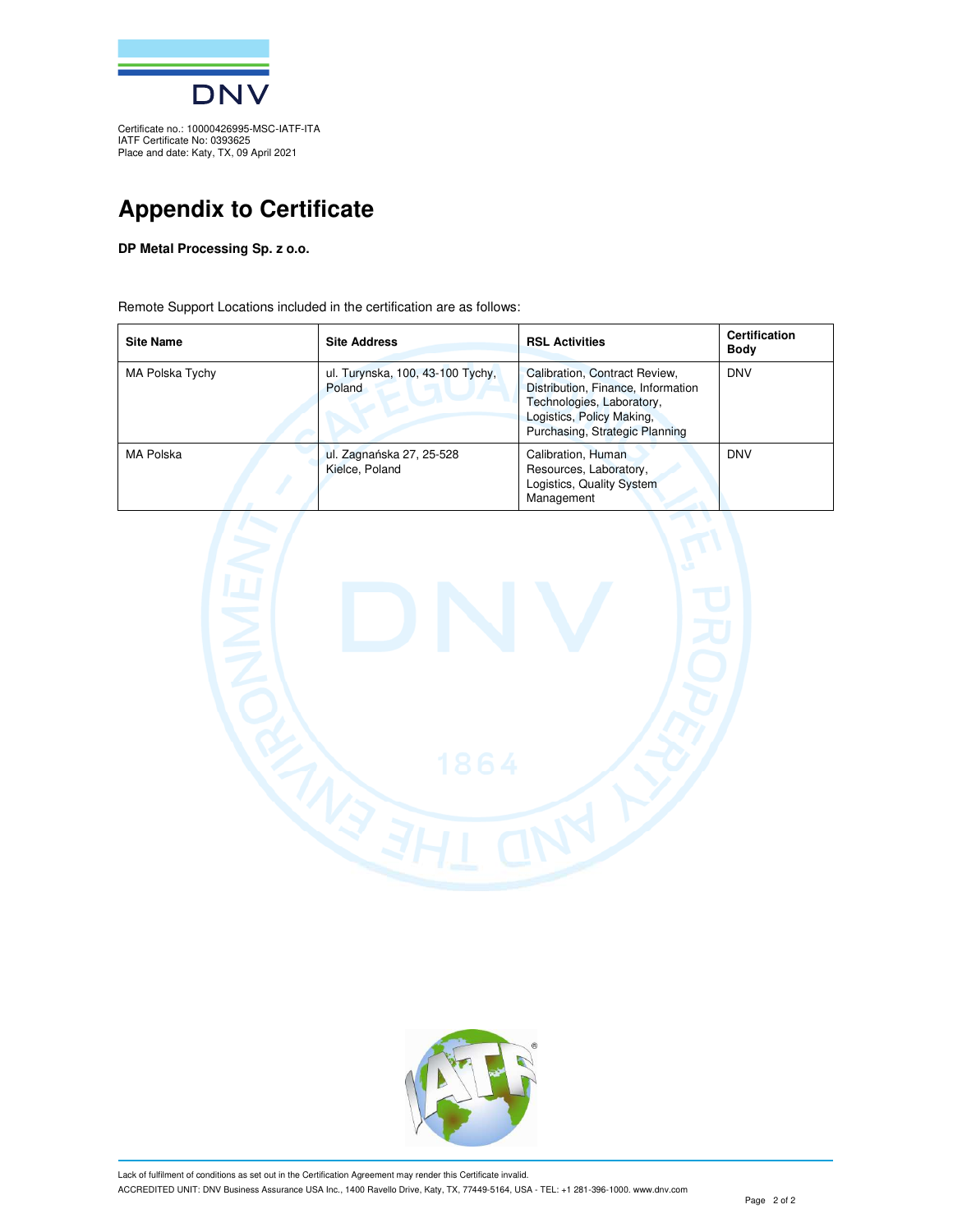Certificate no.: 10000426995-MSC-IATF-ITA
IATF Certificate No: 0393625
Place and date: Katy, TX, 09 April 2021

# Appendix to Certificate

**DP Metal Processing Sp. z o.o.**

Remote Support Locations included in the certification are as follows:

| Site Name | Site Address | RSL Activities | Certification Body |
|---|---|---|---|
| MA Polska Tychy | ul. Turynska, 100, 43-100 Tychy, Poland | Calibration, Contract Review, Distribution, Finance, Information Technologies, Laboratory, Logistics, Policy Making, Purchasing, Strategic Planning | DNV |
| MA Polska | ul. Zagnańska 27, 25-528 Kielce, Poland | Calibration, Human Resources, Laboratory, Logistics, Quality System Management | DNV |

Lack of fulfilment of conditions as set out in the Certification Agreement may render this Certificate invalid.

ACCREDITED UNIT: DNV Business Assurance USA Inc., 1400 Ravello Drive, Katy, TX, 77449-5164, USA - TEL: +1 281-396-1000. www.dnv.com